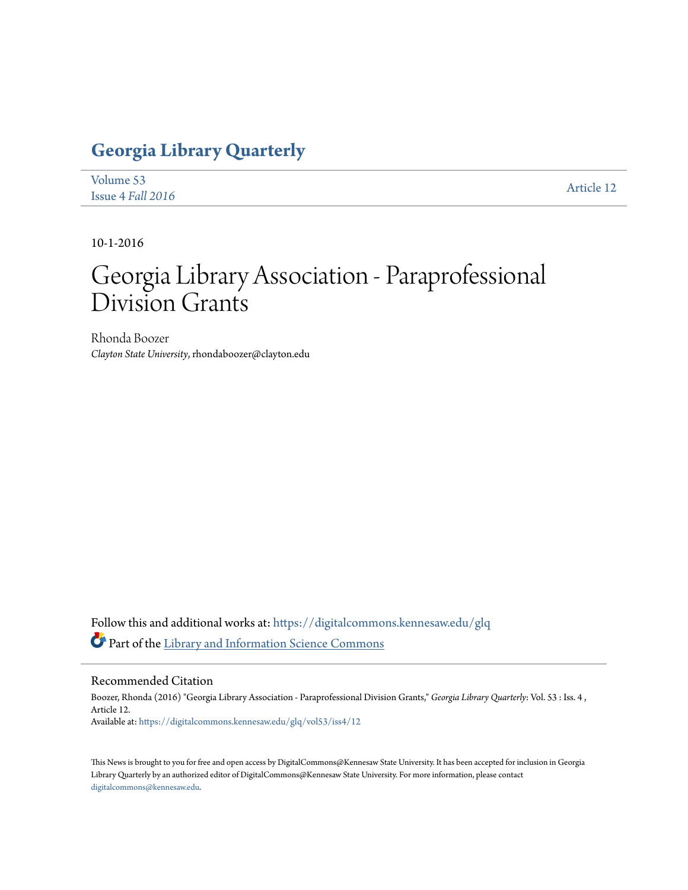# Georgia Library Quarterly

Volume 53
Issue 4 *Fall 2016*

Article 12

10-1-2016

# Georgia Library Association - Paraprofessional Division Grants

Rhonda Boozer
*Clayton State University*, rhondaboozer@clayton.edu

Follow this and additional works at: https://digitalcommons.kennesaw.edu/glq

Part of the Library and Information Science Commons

## Recommended Citation

Boozer, Rhonda (2016) "Georgia Library Association - Paraprofessional Division Grants," *Georgia Library Quarterly*: Vol. 53 : Iss. 4 , Article 12.
Available at: https://digitalcommons.kennesaw.edu/glq/vol53/iss4/12

This News is brought to you for free and open access by DigitalCommons@Kennesaw State University. It has been accepted for inclusion in Georgia Library Quarterly by an authorized editor of DigitalCommons@Kennesaw State University. For more information, please contact digitalcommons@kennesaw.edu.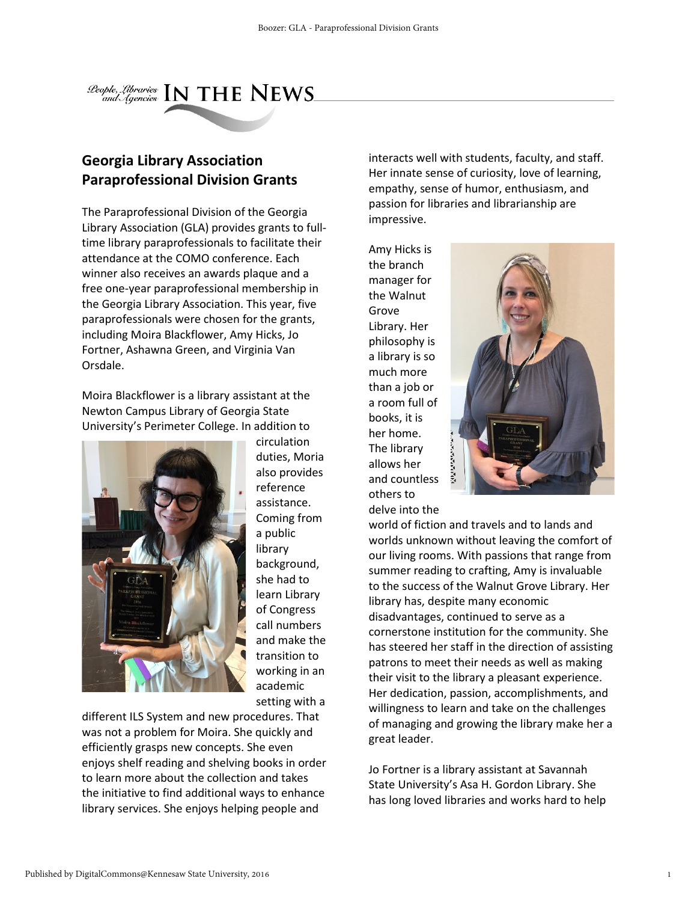# Georgia Library Association Paraprofessional Division Grants

The Paraprofessional Division of the Georgia Library Association (GLA) provides grants to full-time library paraprofessionals to facilitate their attendance at the COMO conference. Each winner also receives an awards plaque and a free one-year paraprofessional membership in the Georgia Library Association. This year, five paraprofessionals were chosen for the grants, including Moira Blackflower, Amy Hicks, Jo Fortner, Ashawna Green, and Virginia Van Orsdale.

Moira Blackflower is a library assistant at the Newton Campus Library of Georgia State University's Perimeter College. In addition to circulation duties, Moria also provides reference assistance. Coming from a public library background, she had to learn Library of Congress call numbers and make the transition to working in an academic setting with a different ILS System and new procedures. That was not a problem for Moira. She quickly and efficiently grasps new concepts. She even enjoys shelf reading and shelving books in order to learn more about the collection and takes the initiative to find additional ways to enhance library services. She enjoys helping people and interacts well with students, faculty, and staff. Her innate sense of curiosity, love of learning, empathy, sense of humor, enthusiasm, and passion for libraries and librarianship are impressive.

Amy Hicks is the branch manager for the Walnut Grove Library. Her philosophy is a library is so much more than a job or a room full of books, it is her home. The library allows her and countless others to delve into the world of fiction and travels and to lands and worlds unknown without leaving the comfort of our living rooms. With passions that range from summer reading to crafting, Amy is invaluable to the success of the Walnut Grove Library. Her library has, despite many economic disadvantages, continued to serve as a cornerstone institution for the community. She has steered her staff in the direction of assisting patrons to meet their needs as well as making their visit to the library a pleasant experience. Her dedication, passion, accomplishments, and willingness to learn and take on the challenges of managing and growing the library make her a great leader.

Jo Fortner is a library assistant at Savannah State University's Asa H. Gordon Library. She has long loved libraries and works hard to help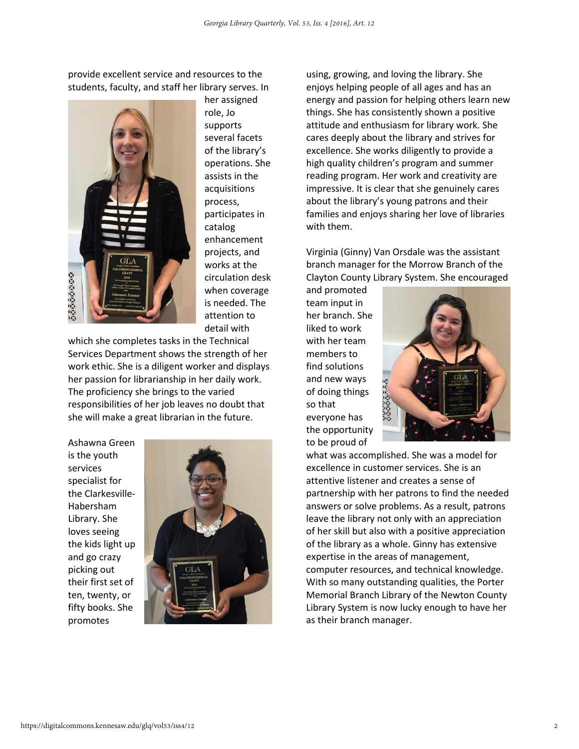provide excellent service and resources to the students, faculty, and staff her library serves. In her assigned role, Jo supports several facets of the library's operations. She assists in the acquisitions process, participates in catalog enhancement projects, and works at the circulation desk when coverage is needed. The attention to detail with which she completes tasks in the Technical Services Department shows the strength of her work ethic. She is a diligent worker and displays her passion for librarianship in her daily work. The proficiency she brings to the varied responsibilities of her job leaves no doubt that she will make a great librarian in the future.

Ashawna Green is the youth services specialist for the Clarkesville-Habersham Library. She loves seeing the kids light up and go crazy picking out their first set of ten, twenty, or fifty books. She promotes using, growing, and loving the library. She enjoys helping people of all ages and has an energy and passion for helping others learn new things. She has consistently shown a positive attitude and enthusiasm for library work. She cares deeply about the library and strives for excellence. She works diligently to provide a high quality children's program and summer reading program. Her work and creativity are impressive. It is clear that she genuinely cares about the library's young patrons and their families and enjoys sharing her love of libraries with them.

Virginia (Ginny) Van Orsdale was the assistant branch manager for the Morrow Branch of the Clayton County Library System. She encouraged and promoted team input in her branch. She liked to work with her team members to find solutions and new ways of doing things so that everyone has the opportunity to be proud of what was accomplished. She was a model for excellence in customer services. She is an attentive listener and creates a sense of partnership with her patrons to find the needed answers or solve problems. As a result, patrons leave the library not only with an appreciation of her skill but also with a positive appreciation of the library as a whole. Ginny has extensive expertise in the areas of management, computer resources, and technical knowledge. With so many outstanding qualities, the Porter Memorial Branch Library of the Newton County Library System is now lucky enough to have her as their branch manager.